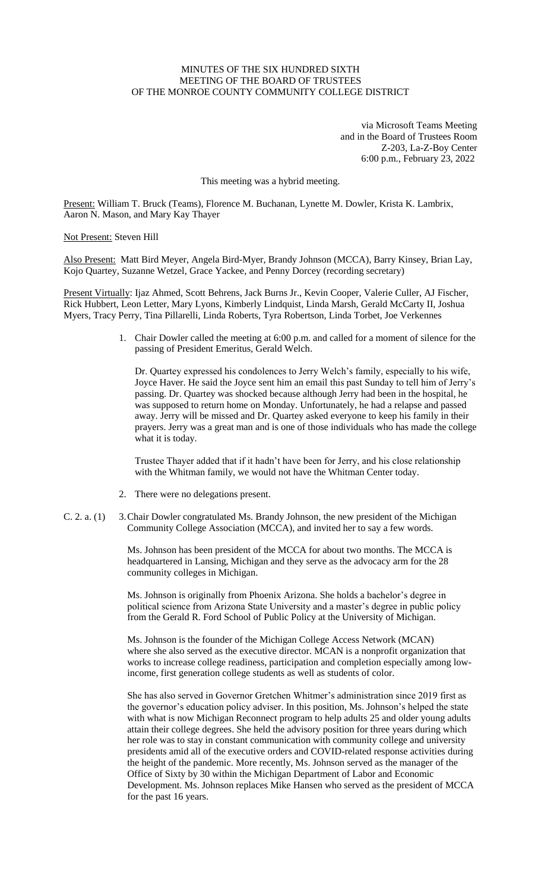MINUTES OF THE SIX HUNDRED SIXTH
MEETING OF THE BOARD OF TRUSTEES
OF THE MONROE COUNTY COMMUNITY COLLEGE DISTRICT

via Microsoft Teams Meeting
and in the Board of Trustees Room
Z-203, La-Z-Boy Center
6:00 p.m., February 23, 2022

This meeting was a hybrid meeting.

Present: William T. Bruck (Teams), Florence M. Buchanan, Lynette M. Dowler, Krista K. Lambrix, Aaron N. Mason, and Mary Kay Thayer

Not Present: Steven Hill

Also Present: Matt Bird Meyer, Angela Bird-Myer, Brandy Johnson (MCCA), Barry Kinsey, Brian Lay, Kojo Quartey, Suzanne Wetzel, Grace Yackee, and Penny Dorcey (recording secretary)

Present Virtually: Ijaz Ahmed, Scott Behrens, Jack Burns Jr., Kevin Cooper, Valerie Culler, AJ Fischer, Rick Hubbert, Leon Letter, Mary Lyons, Kimberly Lindquist, Linda Marsh, Gerald McCarty II, Joshua Myers, Tracy Perry, Tina Pillarelli, Linda Roberts, Tyra Robertson, Linda Torbet, Joe Verkennes

1. Chair Dowler called the meeting at 6:00 p.m. and called for a moment of silence for the passing of President Emeritus, Gerald Welch.

   Dr. Quartey expressed his condolences to Jerry Welch's family, especially to his wife, Joyce Haver. He said the Joyce sent him an email this past Sunday to tell him of Jerry's passing. Dr. Quartey was shocked because although Jerry had been in the hospital, he was supposed to return home on Monday. Unfortunately, he had a relapse and passed away. Jerry will be missed and Dr. Quartey asked everyone to keep his family in their prayers. Jerry was a great man and is one of those individuals who has made the college what it is today.

   Trustee Thayer added that if it hadn't have been for Jerry, and his close relationship with the Whitman family, we would not have the Whitman Center today.

2. There were no delegations present.

C. 2. a. (1) 3. Chair Dowler congratulated Ms. Brandy Johnson, the new president of the Michigan Community College Association (MCCA), and invited her to say a few words.

   Ms. Johnson has been president of the MCCA for about two months. The MCCA is headquartered in Lansing, Michigan and they serve as the advocacy arm for the 28 community colleges in Michigan.

   Ms. Johnson is originally from Phoenix Arizona. She holds a bachelor's degree in political science from Arizona State University and a master's degree in public policy from the Gerald R. Ford School of Public Policy at the University of Michigan.

   Ms. Johnson is the founder of the Michigan College Access Network (MCAN) where she also served as the executive director. MCAN is a nonprofit organization that works to increase college readiness, participation and completion especially among low-income, first generation college students as well as students of color.

   She has also served in Governor Gretchen Whitmer's administration since 2019 first as the governor's education policy adviser. In this position, Ms. Johnson's helped the state with what is now Michigan Reconnect program to help adults 25 and older young adults attain their college degrees. She held the advisory position for three years during which her role was to stay in constant communication with community college and university presidents amid all of the executive orders and COVID-related response activities during the height of the pandemic. More recently, Ms. Johnson served as the manager of the Office of Sixty by 30 within the Michigan Department of Labor and Economic Development. Ms. Johnson replaces Mike Hansen who served as the president of MCCA for the past 16 years.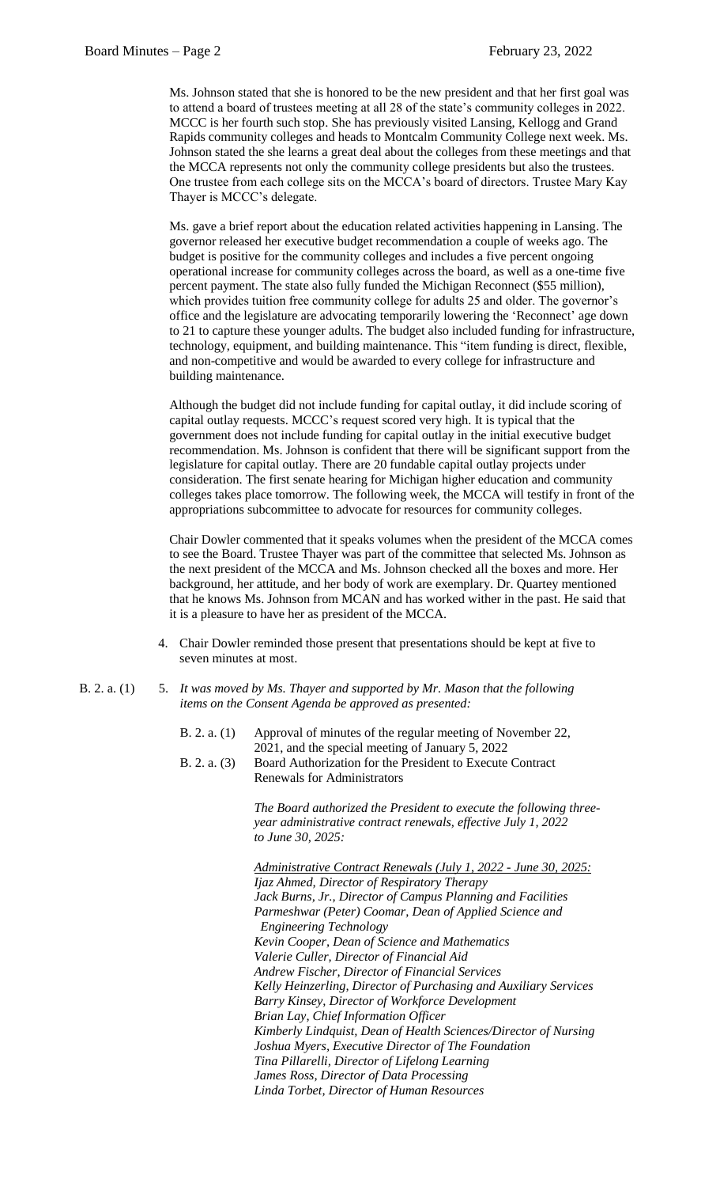Ms. Johnson stated that she is honored to be the new president and that her first goal was to attend a board of trustees meeting at all 28 of the state's community colleges in 2022. MCCC is her fourth such stop. She has previously visited Lansing, Kellogg and Grand Rapids community colleges and heads to Montcalm Community College next week. Ms. Johnson stated the she learns a great deal about the colleges from these meetings and that the MCCA represents not only the community college presidents but also the trustees. One trustee from each college sits on the MCCA's board of directors. Trustee Mary Kay Thayer is MCCC's delegate.

Ms. gave a brief report about the education related activities happening in Lansing. The governor released her executive budget recommendation a couple of weeks ago. The budget is positive for the community colleges and includes a five percent ongoing operational increase for community colleges across the board, as well as a one-time five percent payment. The state also fully funded the Michigan Reconnect ($55 million), which provides tuition free community college for adults 25 and older. The governor's office and the legislature are advocating temporarily lowering the 'Reconnect' age down to 21 to capture these younger adults. The budget also included funding for infrastructure, technology, equipment, and building maintenance. This "item funding is direct, flexible, and non-competitive and would be awarded to every college for infrastructure and building maintenance.

Although the budget did not include funding for capital outlay, it did include scoring of capital outlay requests. MCCC's request scored very high. It is typical that the government does not include funding for capital outlay in the initial executive budget recommendation. Ms. Johnson is confident that there will be significant support from the legislature for capital outlay. There are 20 fundable capital outlay projects under consideration. The first senate hearing for Michigan higher education and community colleges takes place tomorrow. The following week, the MCCA will testify in front of the appropriations subcommittee to advocate for resources for community colleges.

Chair Dowler commented that it speaks volumes when the president of the MCCA comes to see the Board. Trustee Thayer was part of the committee that selected Ms. Johnson as the next president of the MCCA and Ms. Johnson checked all the boxes and more. Her background, her attitude, and her body of work are exemplary. Dr. Quartey mentioned that he knows Ms. Johnson from MCAN and has worked wither in the past. He said that it is a pleasure to have her as president of the MCCA.

4. Chair Dowler reminded those present that presentations should be kept at five to seven minutes at most.

B. 2. a. (1) 5. *It was moved by Ms. Thayer and supported by Mr. Mason that the following items on the Consent Agenda be approved as presented:*

- B. 2. a. (1) Approval of minutes of the regular meeting of November 22, 2021, and the special meeting of January 5, 2022
- B. 2. a. (3) Board Authorization for the President to Execute Contract Renewals for Administrators

*The Board authorized the President to execute the following three-year administrative contract renewals, effective July 1, 2022 to June 30, 2025:*

*Administrative Contract Renewals (July 1, 2022 - June 30, 2025:*
*Ijaz Ahmed, Director of Respiratory Therapy*
*Jack Burns, Jr., Director of Campus Planning and Facilities*
*Parmeshwar (Peter) Coomar, Dean of Applied Science and Engineering Technology*
*Kevin Cooper, Dean of Science and Mathematics*
*Valerie Culler, Director of Financial Aid*
*Andrew Fischer, Director of Financial Services*
*Kelly Heinzerling, Director of Purchasing and Auxiliary Services*
*Barry Kinsey, Director of Workforce Development*
*Brian Lay, Chief Information Officer*
*Kimberly Lindquist, Dean of Health Sciences/Director of Nursing*
*Joshua Myers, Executive Director of The Foundation*
*Tina Pillarelli, Director of Lifelong Learning*
*James Ross, Director of Data Processing*
*Linda Torbet, Director of Human Resources*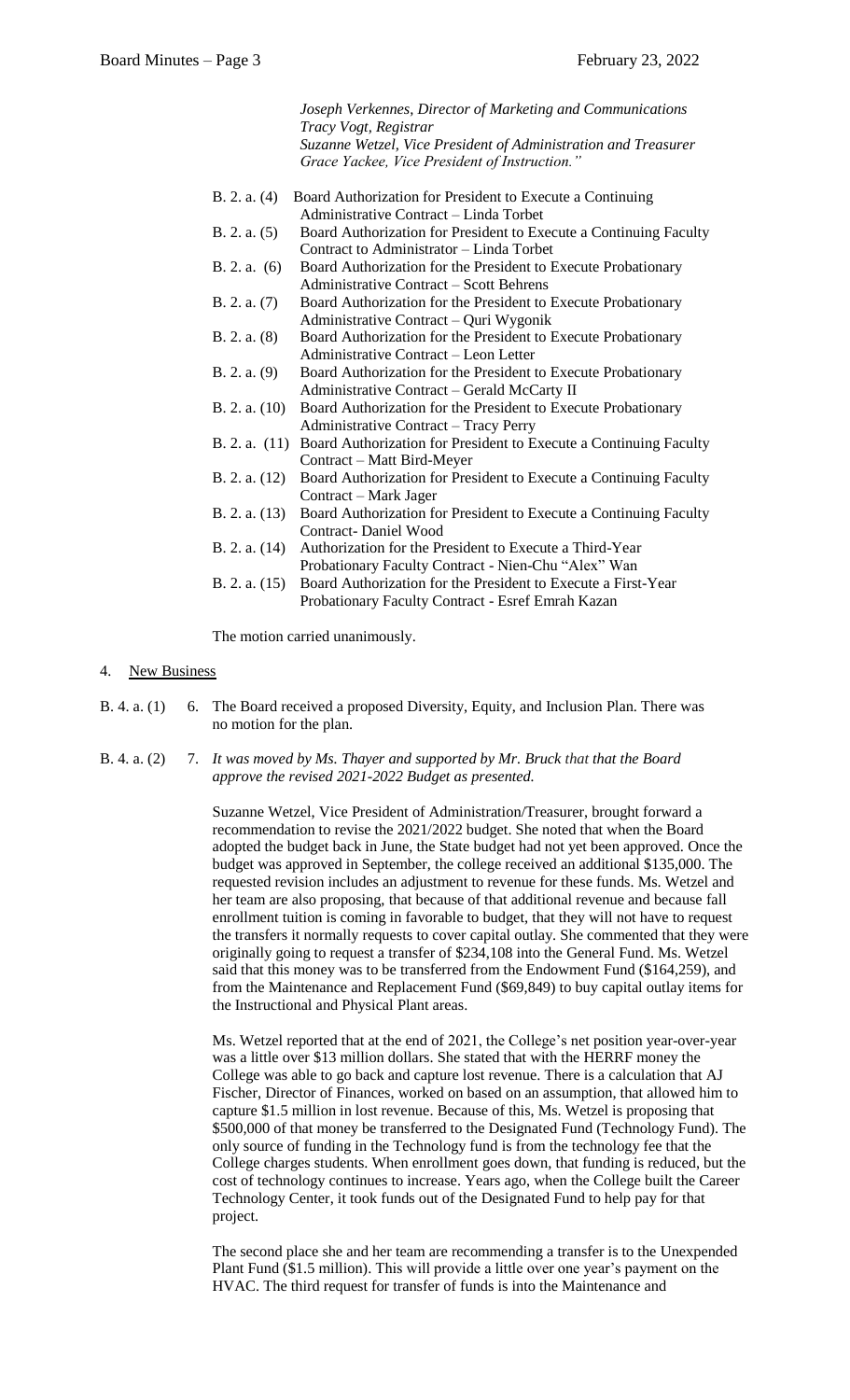*Joseph Verkennes, Director of Marketing and Communications*
*Tracy Vogt, Registrar*
*Suzanne Wetzel, Vice President of Administration and Treasurer*
*Grace Yackee, Vice President of Instruction."*

B. 2. a. (4) Board Authorization for President to Execute a Continuing Administrative Contract – Linda Torbet

B. 2. a. (5) Board Authorization for President to Execute a Continuing Faculty Contract to Administrator – Linda Torbet

B. 2. a. (6) Board Authorization for the President to Execute Probationary Administrative Contract – Scott Behrens

B. 2. a. (7) Board Authorization for the President to Execute Probationary Administrative Contract – Quri Wygonik

B. 2. a. (8) Board Authorization for the President to Execute Probationary Administrative Contract – Leon Letter

B. 2. a. (9) Board Authorization for the President to Execute Probationary Administrative Contract – Gerald McCarty II

B. 2. a. (10) Board Authorization for the President to Execute Probationary Administrative Contract – Tracy Perry

B. 2. a. (11) Board Authorization for President to Execute a Continuing Faculty Contract – Matt Bird-Meyer

B. 2. a. (12) Board Authorization for President to Execute a Continuing Faculty Contract – Mark Jager

B. 2. a. (13) Board Authorization for President to Execute a Continuing Faculty Contract- Daniel Wood

B. 2. a. (14) Authorization for the President to Execute a Third-Year Probationary Faculty Contract - Nien-Chu "Alex" Wan

B. 2. a. (15) Board Authorization for the President to Execute a First-Year Probationary Faculty Contract - Esref Emrah Kazan

The motion carried unanimously.

4. <u>New Business</u>

B. 4. a. (1) 6. The Board received a proposed Diversity, Equity, and Inclusion Plan. There was no motion for the plan.

B. 4. a. (2) 7. *It was moved by Ms. Thayer and supported by Mr. Bruck that that the Board approve the revised 2021-2022 Budget as presented.*

Suzanne Wetzel, Vice President of Administration/Treasurer, brought forward a recommendation to revise the 2021/2022 budget. She noted that when the Board adopted the budget back in June, the State budget had not yet been approved. Once the budget was approved in September, the college received an additional $135,000. The requested revision includes an adjustment to revenue for these funds. Ms. Wetzel and her team are also proposing, that because of that additional revenue and because fall enrollment tuition is coming in favorable to budget, that they will not have to request the transfers it normally requests to cover capital outlay. She commented that they were originally going to request a transfer of $234,108 into the General Fund. Ms. Wetzel said that this money was to be transferred from the Endowment Fund ($164,259), and from the Maintenance and Replacement Fund ($69,849) to buy capital outlay items for the Instructional and Physical Plant areas.

Ms. Wetzel reported that at the end of 2021, the College's net position year-over-year was a little over $13 million dollars. She stated that with the HERRF money the College was able to go back and capture lost revenue. There is a calculation that AJ Fischer, Director of Finances, worked on based on an assumption, that allowed him to capture $1.5 million in lost revenue. Because of this, Ms. Wetzel is proposing that $500,000 of that money be transferred to the Designated Fund (Technology Fund). The only source of funding in the Technology fund is from the technology fee that the College charges students. When enrollment goes down, that funding is reduced, but the cost of technology continues to increase. Years ago, when the College built the Career Technology Center, it took funds out of the Designated Fund to help pay for that project.

The second place she and her team are recommending a transfer is to the Unexpended Plant Fund ($1.5 million). This will provide a little over one year's payment on the HVAC. The third request for transfer of funds is into the Maintenance and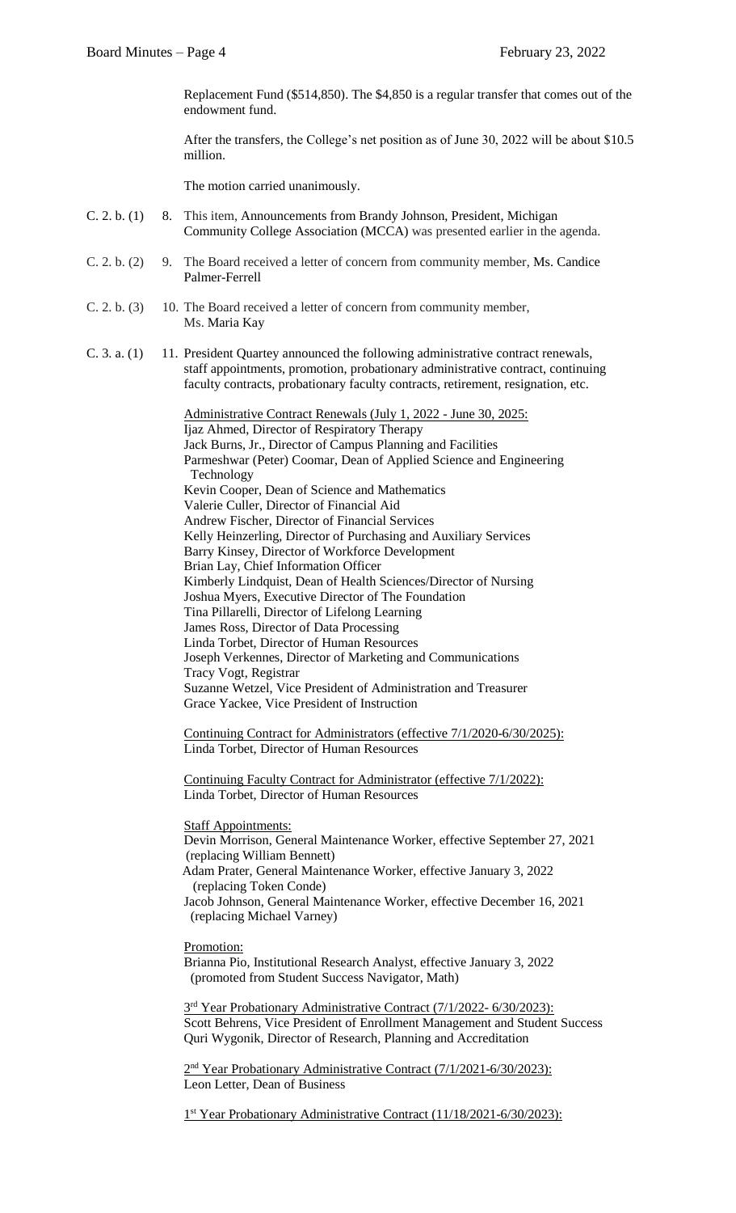Replacement Fund ($514,850). The $4,850 is a regular transfer that comes out of the endowment fund.

After the transfers, the College's net position as of June 30, 2022 will be about $10.5 million.

The motion carried unanimously.

C. 2. b. (1) 8. This item, Announcements from Brandy Johnson, President, Michigan Community College Association (MCCA) was presented earlier in the agenda.

C. 2. b. (2) 9. The Board received a letter of concern from community member, Ms. Candice Palmer-Ferrell

C. 2. b. (3) 10. The Board received a letter of concern from community member, Ms. Maria Kay

C. 3. a. (1) 11. President Quartey announced the following administrative contract renewals, staff appointments, promotion, probationary administrative contract, continuing faculty contracts, probationary faculty contracts, retirement, resignation, etc.

Administrative Contract Renewals (July 1, 2022 - June 30, 2025:
Ijaz Ahmed, Director of Respiratory Therapy
Jack Burns, Jr., Director of Campus Planning and Facilities
Parmeshwar (Peter) Coomar, Dean of Applied Science and Engineering Technology
Kevin Cooper, Dean of Science and Mathematics
Valerie Culler, Director of Financial Aid
Andrew Fischer, Director of Financial Services
Kelly Heinzerling, Director of Purchasing and Auxiliary Services
Barry Kinsey, Director of Workforce Development
Brian Lay, Chief Information Officer
Kimberly Lindquist, Dean of Health Sciences/Director of Nursing
Joshua Myers, Executive Director of The Foundation
Tina Pillarelli, Director of Lifelong Learning
James Ross, Director of Data Processing
Linda Torbet, Director of Human Resources
Joseph Verkennes, Director of Marketing and Communications
Tracy Vogt, Registrar
Suzanne Wetzel, Vice President of Administration and Treasurer
Grace Yackee, Vice President of Instruction

Continuing Contract for Administrators (effective 7/1/2020-6/30/2025):
Linda Torbet, Director of Human Resources

Continuing Faculty Contract for Administrator (effective 7/1/2022):
Linda Torbet, Director of Human Resources

Staff Appointments:
Devin Morrison, General Maintenance Worker, effective September 27, 2021 (replacing William Bennett)
Adam Prater, General Maintenance Worker, effective January 3, 2022 (replacing Token Conde)
Jacob Johnson, General Maintenance Worker, effective December 16, 2021 (replacing Michael Varney)

Promotion:
Brianna Pio, Institutional Research Analyst, effective January 3, 2022 (promoted from Student Success Navigator, Math)

3rd Year Probationary Administrative Contract (7/1/2022- 6/30/2023):
Scott Behrens, Vice President of Enrollment Management and Student Success
Quri Wygonik, Director of Research, Planning and Accreditation

2nd Year Probationary Administrative Contract (7/1/2021-6/30/2023):
Leon Letter, Dean of Business

1st Year Probationary Administrative Contract (11/18/2021-6/30/2023):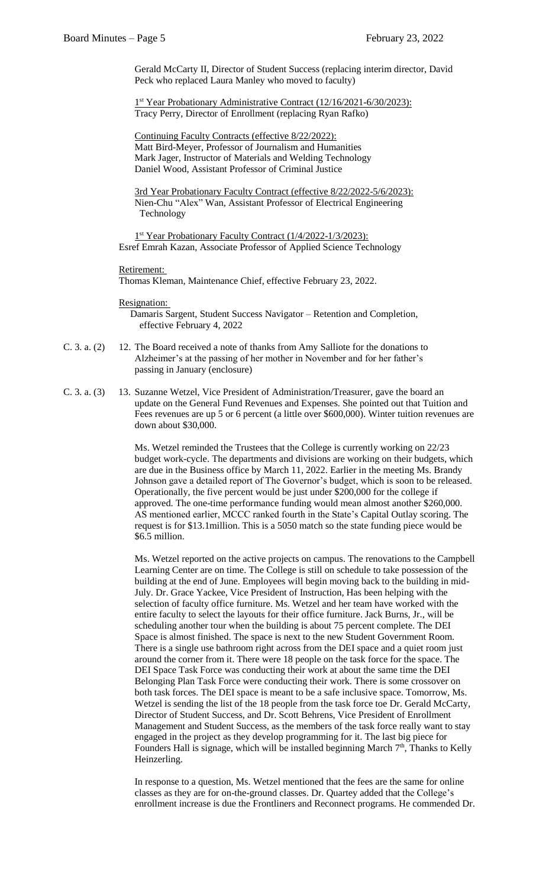Gerald McCarty II, Director of Student Success (replacing interim director, David Peck who replaced Laura Manley who moved to faculty)

1st Year Probationary Administrative Contract (12/16/2021-6/30/2023):
Tracy Perry, Director of Enrollment (replacing Ryan Rafko)

Continuing Faculty Contracts (effective 8/22/2022):
Matt Bird-Meyer, Professor of Journalism and Humanities
Mark Jager, Instructor of Materials and Welding Technology
Daniel Wood, Assistant Professor of Criminal Justice

3rd Year Probationary Faculty Contract (effective 8/22/2022-5/6/2023):
Nien-Chu "Alex" Wan, Assistant Professor of Electrical Engineering Technology

1st Year Probationary Faculty Contract (1/4/2022-1/3/2023):
Esref Emrah Kazan, Associate Professor of Applied Science Technology

Retirement:
Thomas Kleman, Maintenance Chief, effective February 23, 2022.

Resignation:
Damaris Sargent, Student Success Navigator – Retention and Completion, effective February 4, 2022

C. 3. a. (2) 12. The Board received a note of thanks from Amy Salliote for the donations to Alzheimer's at the passing of her mother in November and for her father's passing in January (enclosure)

C. 3. a. (3) 13. Suzanne Wetzel, Vice President of Administration/Treasurer, gave the board an update on the General Fund Revenues and Expenses. She pointed out that Tuition and Fees revenues are up 5 or 6 percent (a little over $600,000). Winter tuition revenues are down about $30,000.

Ms. Wetzel reminded the Trustees that the College is currently working on 22/23 budget work-cycle. The departments and divisions are working on their budgets, which are due in the Business office by March 11, 2022. Earlier in the meeting Ms. Brandy Johnson gave a detailed report of The Governor's budget, which is soon to be released. Operationally, the five percent would be just under $200,000 for the college if approved. The one-time performance funding would mean almost another $260,000. AS mentioned earlier, MCCC ranked fourth in the State's Capital Outlay scoring. The request is for $13.1million. This is a 5050 match so the state funding piece would be $6.5 million.

Ms. Wetzel reported on the active projects on campus. The renovations to the Campbell Learning Center are on time. The College is still on schedule to take possession of the building at the end of June. Employees will begin moving back to the building in mid-July. Dr. Grace Yackee, Vice President of Instruction, Has been helping with the selection of faculty office furniture. Ms. Wetzel and her team have worked with the entire faculty to select the layouts for their office furniture. Jack Burns, Jr., will be scheduling another tour when the building is about 75 percent complete. The DEI Space is almost finished. The space is next to the new Student Government Room. There is a single use bathroom right across from the DEI space and a quiet room just around the corner from it. There were 18 people on the task force for the space. The DEI Space Task Force was conducting their work at about the same time the DEI Belonging Plan Task Force were conducting their work. There is some crossover on both task forces. The DEI space is meant to be a safe inclusive space. Tomorrow, Ms. Wetzel is sending the list of the 18 people from the task force toe Dr. Gerald McCarty, Director of Student Success, and Dr. Scott Behrens, Vice President of Enrollment Management and Student Success, as the members of the task force really want to stay engaged in the project as they develop programming for it. The last big piece for Founders Hall is signage, which will be installed beginning March 7th, Thanks to Kelly Heinzerling.

In response to a question, Ms. Wetzel mentioned that the fees are the same for online classes as they are for on-the-ground classes. Dr. Quartey added that the College's enrollment increase is due the Frontliners and Reconnect programs. He commended Dr.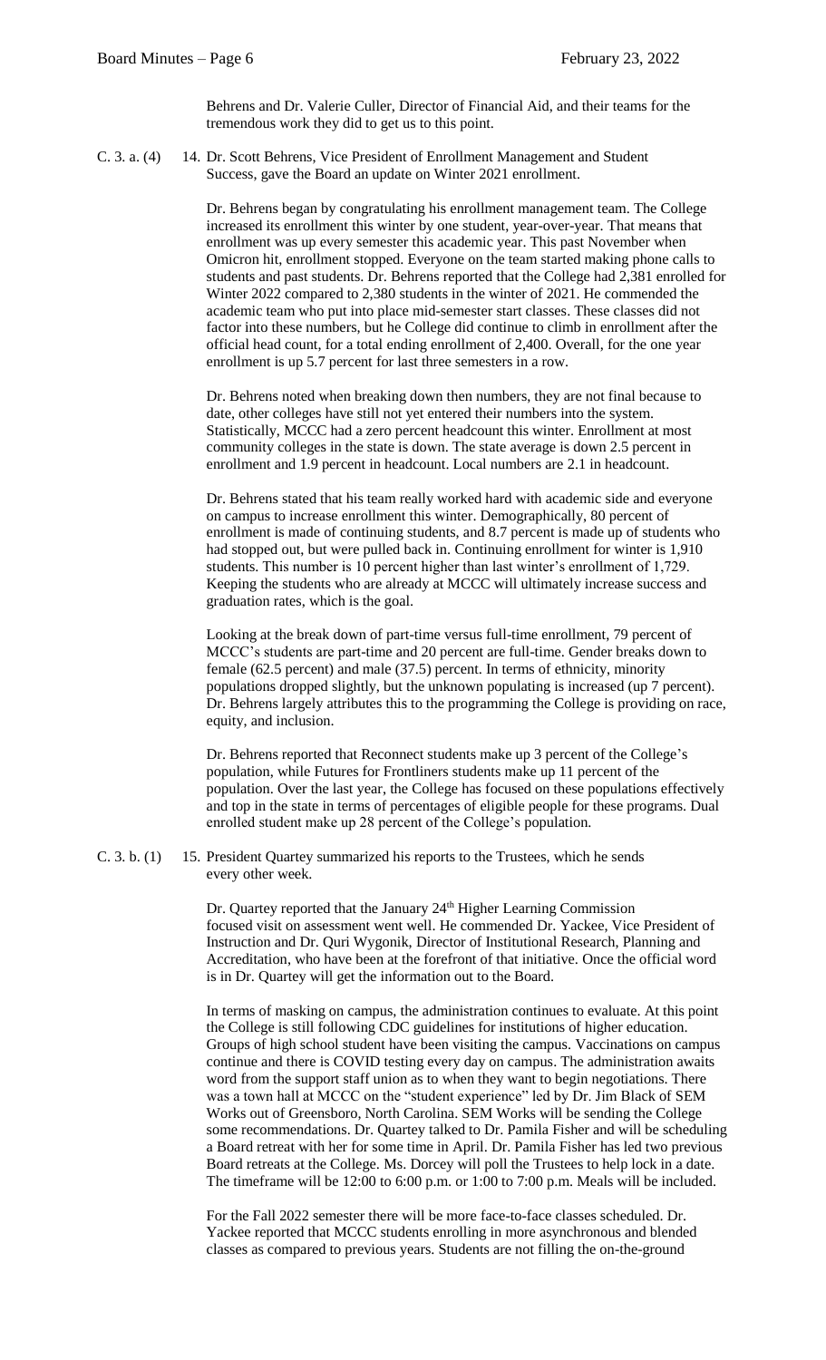Behrens and Dr. Valerie Culler, Director of Financial Aid, and their teams for the tremendous work they did to get us to this point.

C. 3. a. (4) 14. Dr. Scott Behrens, Vice President of Enrollment Management and Student Success, gave the Board an update on Winter 2021 enrollment.

Dr. Behrens began by congratulating his enrollment management team. The College increased its enrollment this winter by one student, year-over-year. That means that enrollment was up every semester this academic year. This past November when Omicron hit, enrollment stopped. Everyone on the team started making phone calls to students and past students. Dr. Behrens reported that the College had 2,381 enrolled for Winter 2022 compared to 2,380 students in the winter of 2021. He commended the academic team who put into place mid-semester start classes. These classes did not factor into these numbers, but he College did continue to climb in enrollment after the official head count, for a total ending enrollment of 2,400. Overall, for the one year enrollment is up 5.7 percent for last three semesters in a row.

Dr. Behrens noted when breaking down then numbers, they are not final because to date, other colleges have still not yet entered their numbers into the system. Statistically, MCCC had a zero percent headcount this winter. Enrollment at most community colleges in the state is down. The state average is down 2.5 percent in enrollment and 1.9 percent in headcount. Local numbers are 2.1 in headcount.

Dr. Behrens stated that his team really worked hard with academic side and everyone on campus to increase enrollment this winter. Demographically, 80 percent of enrollment is made of continuing students, and 8.7 percent is made up of students who had stopped out, but were pulled back in. Continuing enrollment for winter is 1,910 students. This number is 10 percent higher than last winter's enrollment of 1,729. Keeping the students who are already at MCCC will ultimately increase success and graduation rates, which is the goal.

Looking at the break down of part-time versus full-time enrollment, 79 percent of MCCC's students are part-time and 20 percent are full-time. Gender breaks down to female (62.5 percent) and male (37.5) percent. In terms of ethnicity, minority populations dropped slightly, but the unknown populating is increased (up 7 percent). Dr. Behrens largely attributes this to the programming the College is providing on race, equity, and inclusion.

Dr. Behrens reported that Reconnect students make up 3 percent of the College's population, while Futures for Frontliners students make up 11 percent of the population. Over the last year, the College has focused on these populations effectively and top in the state in terms of percentages of eligible people for these programs. Dual enrolled student make up 28 percent of the College's population.

C. 3. b. (1) 15. President Quartey summarized his reports to the Trustees, which he sends every other week.

Dr. Quartey reported that the January 24th Higher Learning Commission focused visit on assessment went well. He commended Dr. Yackee, Vice President of Instruction and Dr. Quri Wygonik, Director of Institutional Research, Planning and Accreditation, who have been at the forefront of that initiative. Once the official word is in Dr. Quartey will get the information out to the Board.

In terms of masking on campus, the administration continues to evaluate. At this point the College is still following CDC guidelines for institutions of higher education. Groups of high school student have been visiting the campus. Vaccinations on campus continue and there is COVID testing every day on campus. The administration awaits word from the support staff union as to when they want to begin negotiations. There was a town hall at MCCC on the "student experience" led by Dr. Jim Black of SEM Works out of Greensboro, North Carolina. SEM Works will be sending the College some recommendations. Dr. Quartey talked to Dr. Pamila Fisher and will be scheduling a Board retreat with her for some time in April. Dr. Pamila Fisher has led two previous Board retreats at the College. Ms. Dorcey will poll the Trustees to help lock in a date. The timeframe will be 12:00 to 6:00 p.m. or 1:00 to 7:00 p.m. Meals will be included.

For the Fall 2022 semester there will be more face-to-face classes scheduled. Dr. Yackee reported that MCCC students enrolling in more asynchronous and blended classes as compared to previous years. Students are not filling the on-the-ground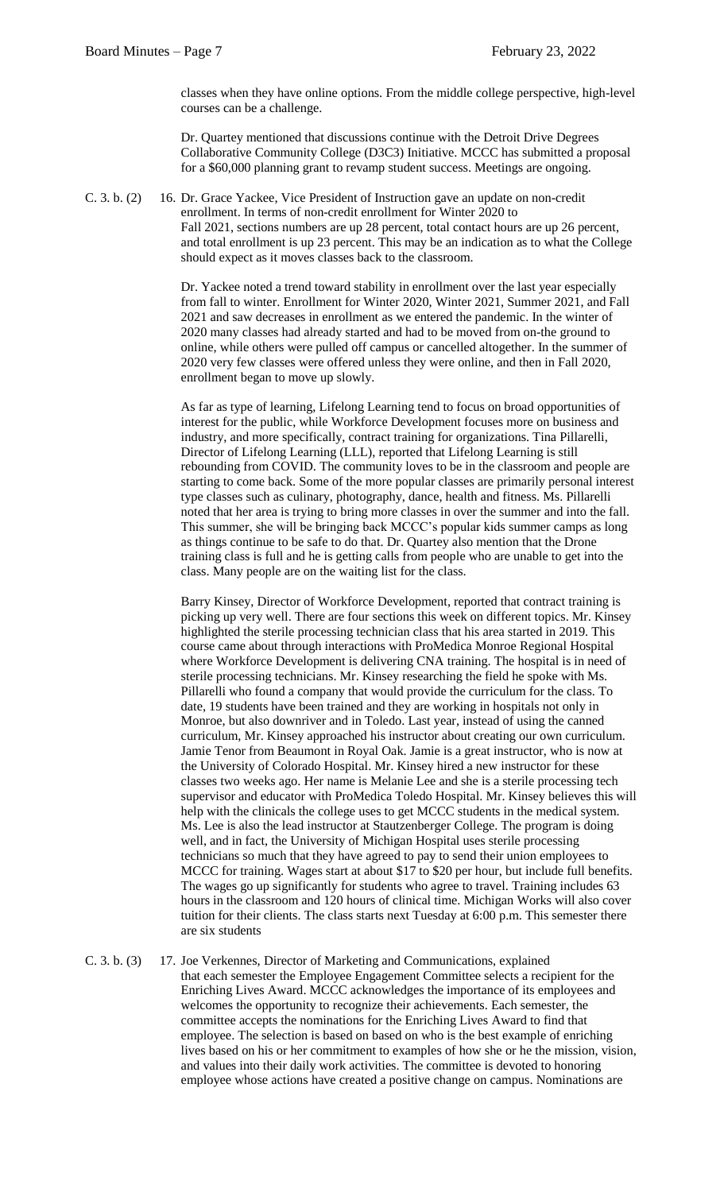classes when they have online options. From the middle college perspective, high-level courses can be a challenge.

Dr. Quartey mentioned that discussions continue with the Detroit Drive Degrees Collaborative Community College (D3C3) Initiative. MCCC has submitted a proposal for a $60,000 planning grant to revamp student success. Meetings are ongoing.

C. 3. b. (2) 16. Dr. Grace Yackee, Vice President of Instruction gave an update on non-credit enrollment. In terms of non-credit enrollment for Winter 2020 to Fall 2021, sections numbers are up 28 percent, total contact hours are up 26 percent, and total enrollment is up 23 percent. This may be an indication as to what the College should expect as it moves classes back to the classroom.

Dr. Yackee noted a trend toward stability in enrollment over the last year especially from fall to winter. Enrollment for Winter 2020, Winter 2021, Summer 2021, and Fall 2021 and saw decreases in enrollment as we entered the pandemic. In the winter of 2020 many classes had already started and had to be moved from on-the ground to online, while others were pulled off campus or cancelled altogether. In the summer of 2020 very few classes were offered unless they were online, and then in Fall 2020, enrollment began to move up slowly.

As far as type of learning, Lifelong Learning tend to focus on broad opportunities of interest for the public, while Workforce Development focuses more on business and industry, and more specifically, contract training for organizations. Tina Pillarelli, Director of Lifelong Learning (LLL), reported that Lifelong Learning is still rebounding from COVID. The community loves to be in the classroom and people are starting to come back. Some of the more popular classes are primarily personal interest type classes such as culinary, photography, dance, health and fitness. Ms. Pillarelli noted that her area is trying to bring more classes in over the summer and into the fall. This summer, she will be bringing back MCCC's popular kids summer camps as long as things continue to be safe to do that. Dr. Quartey also mention that the Drone training class is full and he is getting calls from people who are unable to get into the class. Many people are on the waiting list for the class.

Barry Kinsey, Director of Workforce Development, reported that contract training is picking up very well. There are four sections this week on different topics. Mr. Kinsey highlighted the sterile processing technician class that his area started in 2019. This course came about through interactions with ProMedica Monroe Regional Hospital where Workforce Development is delivering CNA training. The hospital is in need of sterile processing technicians. Mr. Kinsey researching the field he spoke with Ms. Pillarelli who found a company that would provide the curriculum for the class. To date, 19 students have been trained and they are working in hospitals not only in Monroe, but also downriver and in Toledo. Last year, instead of using the canned curriculum, Mr. Kinsey approached his instructor about creating our own curriculum. Jamie Tenor from Beaumont in Royal Oak. Jamie is a great instructor, who is now at the University of Colorado Hospital. Mr. Kinsey hired a new instructor for these classes two weeks ago. Her name is Melanie Lee and she is a sterile processing tech supervisor and educator with ProMedica Toledo Hospital. Mr. Kinsey believes this will help with the clinicals the college uses to get MCCC students in the medical system. Ms. Lee is also the lead instructor at Stautzenberger College. The program is doing well, and in fact, the University of Michigan Hospital uses sterile processing technicians so much that they have agreed to pay to send their union employees to MCCC for training. Wages start at about $17 to $20 per hour, but include full benefits. The wages go up significantly for students who agree to travel. Training includes 63 hours in the classroom and 120 hours of clinical time. Michigan Works will also cover tuition for their clients. The class starts next Tuesday at 6:00 p.m. This semester there are six students

C. 3. b. (3) 17. Joe Verkennes, Director of Marketing and Communications, explained that each semester the Employee Engagement Committee selects a recipient for the Enriching Lives Award. MCCC acknowledges the importance of its employees and welcomes the opportunity to recognize their achievements. Each semester, the committee accepts the nominations for the Enriching Lives Award to find that employee. The selection is based on based on who is the best example of enriching lives based on his or her commitment to examples of how she or he the mission, vision, and values into their daily work activities. The committee is devoted to honoring employee whose actions have created a positive change on campus. Nominations are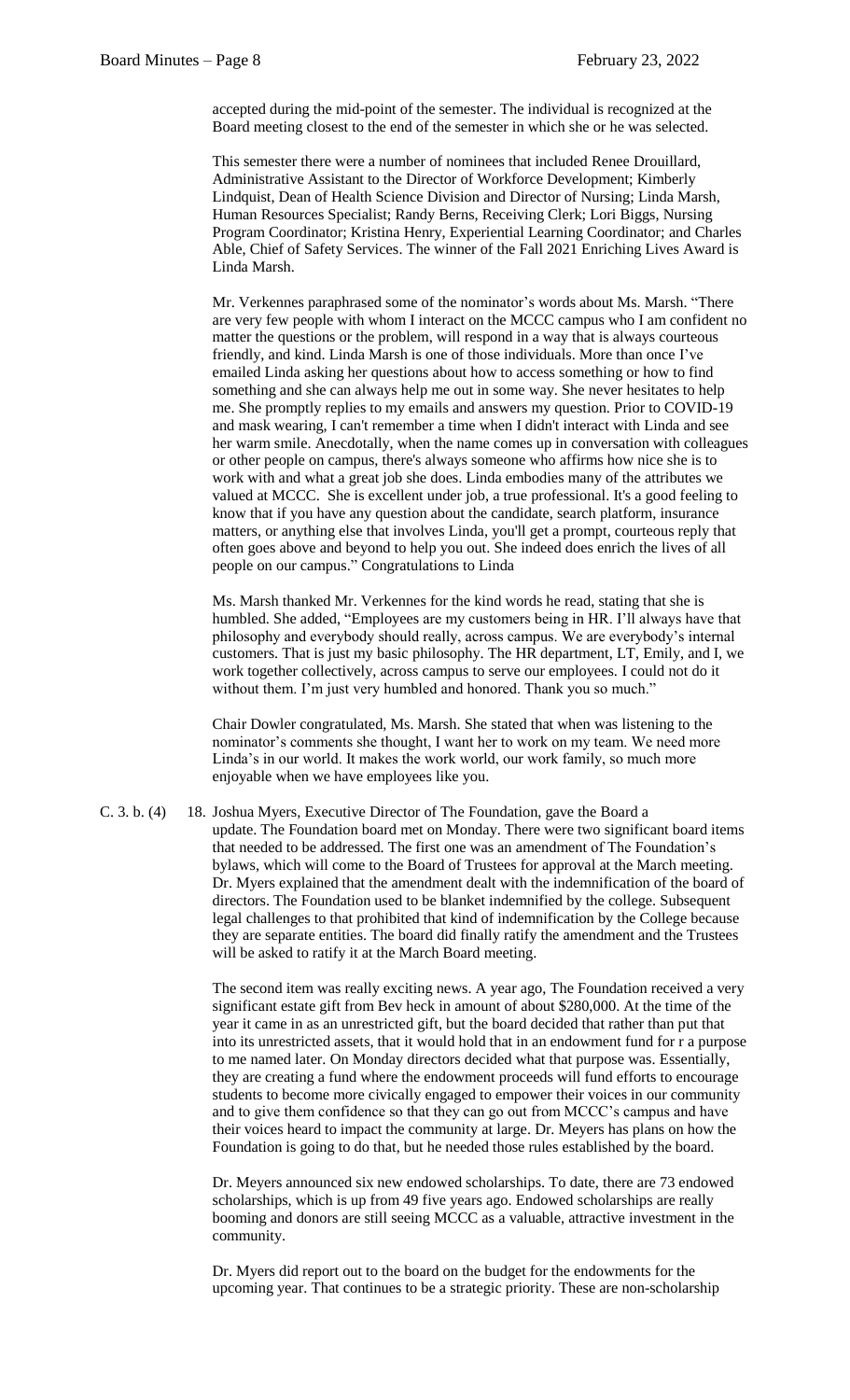accepted during the mid-point of the semester. The individual is recognized at the Board meeting closest to the end of the semester in which she or he was selected.

This semester there were a number of nominees that included Renee Drouillard, Administrative Assistant to the Director of Workforce Development; Kimberly Lindquist, Dean of Health Science Division and Director of Nursing; Linda Marsh, Human Resources Specialist; Randy Berns, Receiving Clerk; Lori Biggs, Nursing Program Coordinator; Kristina Henry, Experiential Learning Coordinator; and Charles Able, Chief of Safety Services. The winner of the Fall 2021 Enriching Lives Award is Linda Marsh.

Mr. Verkennes paraphrased some of the nominator's words about Ms. Marsh. "There are very few people with whom I interact on the MCCC campus who I am confident no matter the questions or the problem, will respond in a way that is always courteous friendly, and kind. Linda Marsh is one of those individuals. More than once I've emailed Linda asking her questions about how to access something or how to find something and she can always help me out in some way. She never hesitates to help me. She promptly replies to my emails and answers my question. Prior to COVID-19 and mask wearing, I can't remember a time when I didn't interact with Linda and see her warm smile. Anecdotally, when the name comes up in conversation with colleagues or other people on campus, there's always someone who affirms how nice she is to work with and what a great job she does. Linda embodies many of the attributes we valued at MCCC. She is excellent under job, a true professional. It's a good feeling to know that if you have any question about the candidate, search platform, insurance matters, or anything else that involves Linda, you'll get a prompt, courteous reply that often goes above and beyond to help you out. She indeed does enrich the lives of all people on our campus." Congratulations to Linda

Ms. Marsh thanked Mr. Verkennes for the kind words he read, stating that she is humbled. She added, "Employees are my customers being in HR. I'll always have that philosophy and everybody should really, across campus. We are everybody's internal customers. That is just my basic philosophy. The HR department, LT, Emily, and I, we work together collectively, across campus to serve our employees. I could not do it without them. I'm just very humbled and honored. Thank you so much."

Chair Dowler congratulated, Ms. Marsh. She stated that when was listening to the nominator's comments she thought, I want her to work on my team. We need more Linda's in our world. It makes the work world, our work family, so much more enjoyable when we have employees like you.

C. 3. b. (4) 18. Joshua Myers, Executive Director of The Foundation, gave the Board a update. The Foundation board met on Monday. There were two significant board items that needed to be addressed. The first one was an amendment of The Foundation's bylaws, which will come to the Board of Trustees for approval at the March meeting. Dr. Myers explained that the amendment dealt with the indemnification of the board of directors. The Foundation used to be blanket indemnified by the college. Subsequent legal challenges to that prohibited that kind of indemnification by the College because they are separate entities. The board did finally ratify the amendment and the Trustees will be asked to ratify it at the March Board meeting.

The second item was really exciting news. A year ago, The Foundation received a very significant estate gift from Bev heck in amount of about $280,000. At the time of the year it came in as an unrestricted gift, but the board decided that rather than put that into its unrestricted assets, that it would hold that in an endowment fund for r a purpose to me named later. On Monday directors decided what that purpose was. Essentially, they are creating a fund where the endowment proceeds will fund efforts to encourage students to become more civically engaged to empower their voices in our community and to give them confidence so that they can go out from MCCC's campus and have their voices heard to impact the community at large. Dr. Meyers has plans on how the Foundation is going to do that, but he needed those rules established by the board.

Dr. Meyers announced six new endowed scholarships. To date, there are 73 endowed scholarships, which is up from 49 five years ago. Endowed scholarships are really booming and donors are still seeing MCCC as a valuable, attractive investment in the community.

Dr. Myers did report out to the board on the budget for the endowments for the upcoming year. That continues to be a strategic priority. These are non-scholarship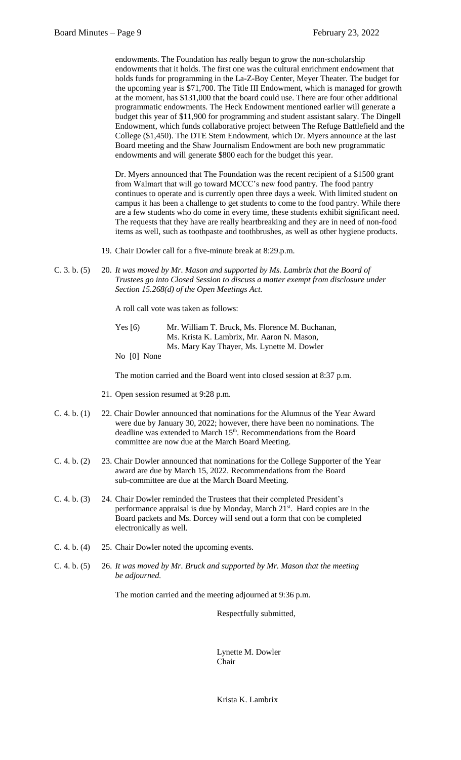endowments. The Foundation has really begun to grow the non-scholarship endowments that it holds. The first one was the cultural enrichment endowment that holds funds for programming in the La-Z-Boy Center, Meyer Theater. The budget for the upcoming year is $71,700. The Title III Endowment, which is managed for growth at the moment, has $131,000 that the board could use. There are four other additional programmatic endowments. The Heck Endowment mentioned earlier will generate a budget this year of $11,900 for programming and student assistant salary. The Dingell Endowment, which funds collaborative project between The Refuge Battlefield and the College ($1,450). The DTE Stem Endowment, which Dr. Myers announce at the last Board meeting and the Shaw Journalism Endowment are both new programmatic endowments and will generate $800 each for the budget this year.

Dr. Myers announced that The Foundation was the recent recipient of a $1500 grant from Walmart that will go toward MCCC's new food pantry. The food pantry continues to operate and is currently open three days a week. With limited student on campus it has been a challenge to get students to come to the food pantry. While there are a few students who do come in every time, these students exhibit significant need. The requests that they have are really heartbreaking and they are in need of non-food items as well, such as toothpaste and toothbrushes, as well as other hygiene products.

19. Chair Dowler call for a five-minute break at 8:29.p.m.

C. 3. b. (5) 20. *It was moved by Mr. Mason and supported by Ms. Lambrix that the Board of Trustees go into Closed Session to discuss a matter exempt from disclosure under Section 15.268(d) of the Open Meetings Act.*

A roll call vote was taken as follows:

Yes [6] Mr. William T. Bruck, Ms. Florence M. Buchanan, Ms. Krista K. Lambrix, Mr. Aaron N. Mason, Ms. Mary Kay Thayer, Ms. Lynette M. Dowler

No [0] None

The motion carried and the Board went into closed session at 8:37 p.m.

21. Open session resumed at 9:28 p.m.

C. 4. b. (1) 22. Chair Dowler announced that nominations for the Alumnus of the Year Award were due by January 30, 2022; however, there have been no nominations. The deadline was extended to March 15th. Recommendations from the Board committee are now due at the March Board Meeting.

C. 4. b. (2) 23. Chair Dowler announced that nominations for the College Supporter of the Year award are due by March 15, 2022. Recommendations from the Board sub-committee are due at the March Board Meeting.

C. 4. b. (3) 24. Chair Dowler reminded the Trustees that their completed President's performance appraisal is due by Monday, March 21st. Hard copies are in the Board packets and Ms. Dorcey will send out a form that con be completed electronically as well.

C. 4. b. (4) 25. Chair Dowler noted the upcoming events.

C. 4. b. (5) 26. *It was moved by Mr. Bruck and supported by Mr. Mason that the meeting be adjourned.*

The motion carried and the meeting adjourned at 9:36 p.m.

Respectfully submitted,

Lynette M. Dowler
Chair

Krista K. Lambrix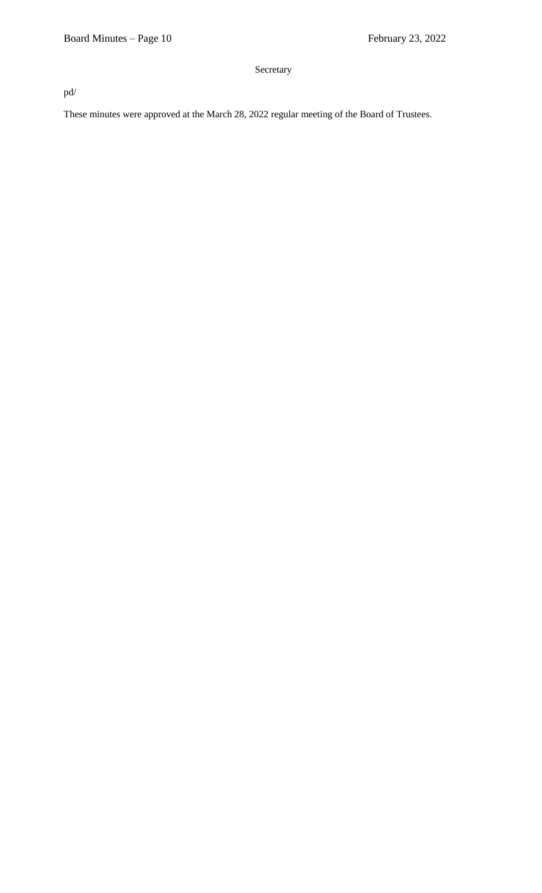Secretary

pd/

These minutes were approved at the March 28, 2022 regular meeting of the Board of Trustees.